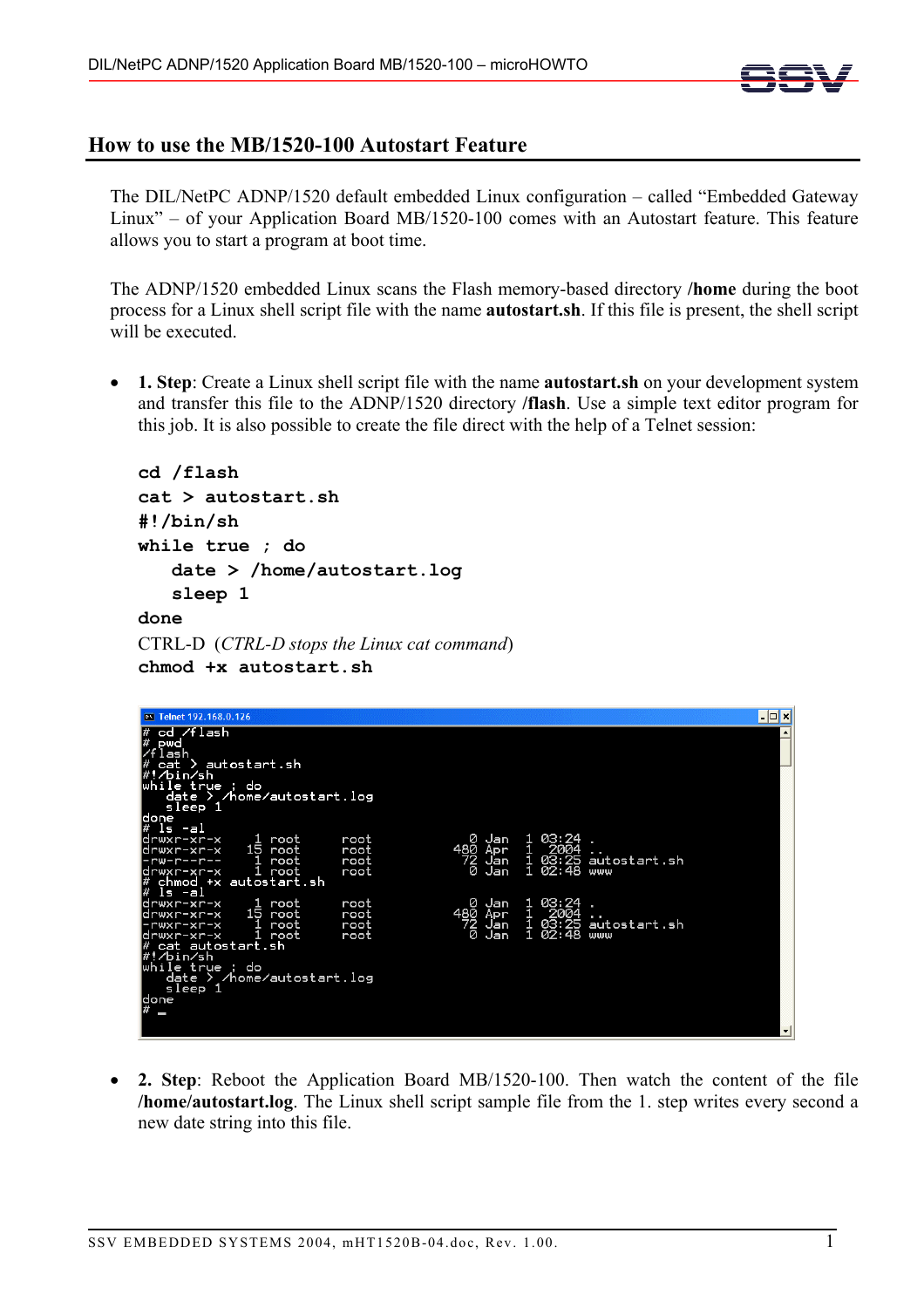## How to use the MB/1520-100 Autostart Feature

The DIL/NetPC ADNP/1520 default embedded Linux configuration – called "Embedded Gateway Linux" – of your Application Board MB/1520-100 comes with an Autostart feature. This feature allows you to start a program at boot time.

The ADNP/1520 embedded Linux scans the Flash memory-based directory **/home** during the boot process for a Linux shell script file with the name **autostart.sh**. If this file is present, the shell script will be executed.

- **1. Step**: Create a Linux shell script file with the name **autostart.sh** on your development system and transfer this file to the ADNP/1520 directory **/flash**. Use a simple text editor program for this job. It is also possible to create the file direct with the help of a Telnet session:

  ```
  cd /flash
  cat > autostart.sh
  #!/bin/sh
  while true ; do
      date > /home/autostart.log
      sleep 1
  done
  ```

  CTRL-D (*CTRL-D stops the Linux cat command*)

  ```
  chmod +x autostart.sh
  ```

  ```
  Telnet 192.168.0.126
  # cd /flash
  # pwd
  /flash
  # cat > autostart.sh
  #!/bin/sh
  while true ; do
     date > /home/autostart.log
     sleep 1
  done
  # ls -al
  drwxr-xr-x    1 root     root            0 Jan  1 03:24 .
  drwxr-xr-x   15 root     root          480 Apr  1  2004 ..
  -rw-r--r--    1 root     root           72 Jan  1 03:25 autostart.sh
  drwxr-xr-x    1 root     root            0 Jan  1 02:48 www
  # chmod +x autostart.sh
  # ls -al
  drwxr-xr-x    1 root     root            0 Jan  1 03:24 .
  drwxr-xr-x   15 root     root          480 Apr  1  2004 ..
  -rwxr-xr-x    1 root     root           72 Jan  1 03:25 autostart.sh
  drwxr-xr-x    1 root     root            0 Jan  1 02:48 www
  # cat autostart.sh
  #!/bin/sh
  while true ; do
     date > /home/autostart.log
     sleep 1
  done
  # _
  ```

- **2. Step**: Reboot the Application Board MB/1520-100. Then watch the content of the file **/home/autostart.log**. The Linux shell script sample file from the 1. step writes every second a new date string into this file.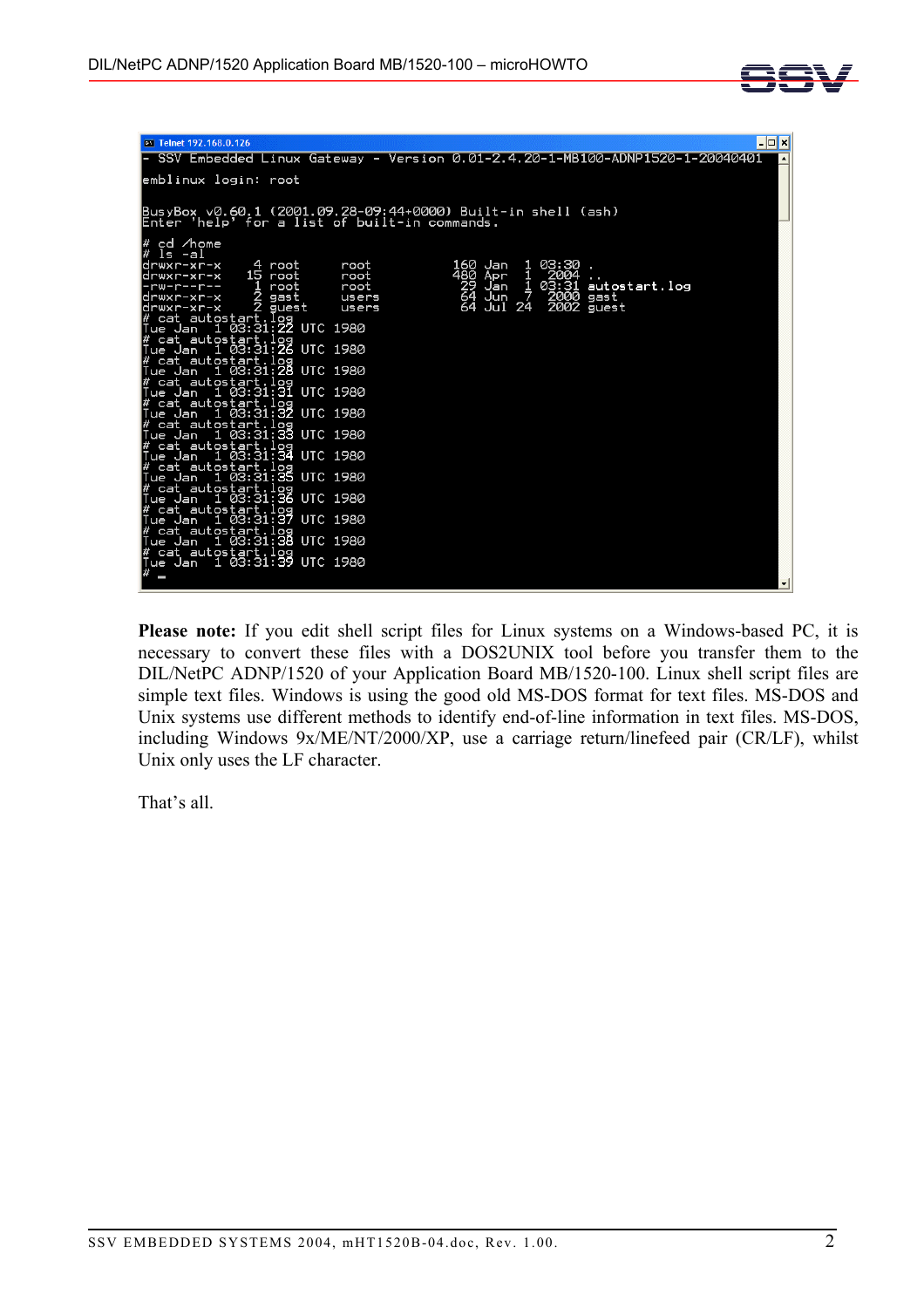```
Telnet 192.168.0.126
- SSV Embedded Linux Gateway - Version 0.01-2.4.20-1-MB100-ADNP1520-1-20040401

emblinux login: root

BusyBox v0.60.1 (2001.09.28-09:44+0000) Built-in shell (ash)
Enter 'help' for a list of built-in commands.

# cd /home
# ls -al
drwxr-xr-x    4 root     root          160 Jan  1 03:30 .
drwxr-xr-x   15 root     root          480 Apr  1  2004 ..
-rw-r--r--    1 root     root           29 Jan  1 03:31 autostart.log
drwxr-xr-x    2 gast     users          64 Jun  7  2000 gast
drwxr-xr-x    2 guest    users          64 Jul 24  2002 guest
# cat autostart.log
Tue Jan  1 03:31:22 UTC 1980
# cat autostart.log
Tue Jan  1 03:31:26 UTC 1980
# cat autostart.log
Tue Jan  1 03:31:28 UTC 1980
# cat autostart.log
Tue Jan  1 03:31:31 UTC 1980
# cat autostart.log
Tue Jan  1 03:31:32 UTC 1980
# cat autostart.log
Tue Jan  1 03:31:33 UTC 1980
# cat autostart.log
Tue Jan  1 03:31:34 UTC 1980
# cat autostart.log
Tue Jan  1 03:31:35 UTC 1980
# cat autostart.log
Tue Jan  1 03:31:36 UTC 1980
# cat autostart.log
Tue Jan  1 03:31:37 UTC 1980
# cat autostart.log
Tue Jan  1 03:31:38 UTC 1980
# cat autostart.log
Tue Jan  1 03:31:39 UTC 1980
# _
```

**Please note:** If you edit shell script files for Linux systems on a Windows-based PC, it is necessary to convert these files with a DOS2UNIX tool before you transfer them to the DIL/NetPC ADNP/1520 of your Application Board MB/1520-100. Linux shell script files are simple text files. Windows is using the good old MS-DOS format for text files. MS-DOS and Unix systems use different methods to identify end-of-line information in text files. MS-DOS, including Windows 9x/ME/NT/2000/XP, use a carriage return/linefeed pair (CR/LF), whilst Unix only uses the LF character.

That's all.